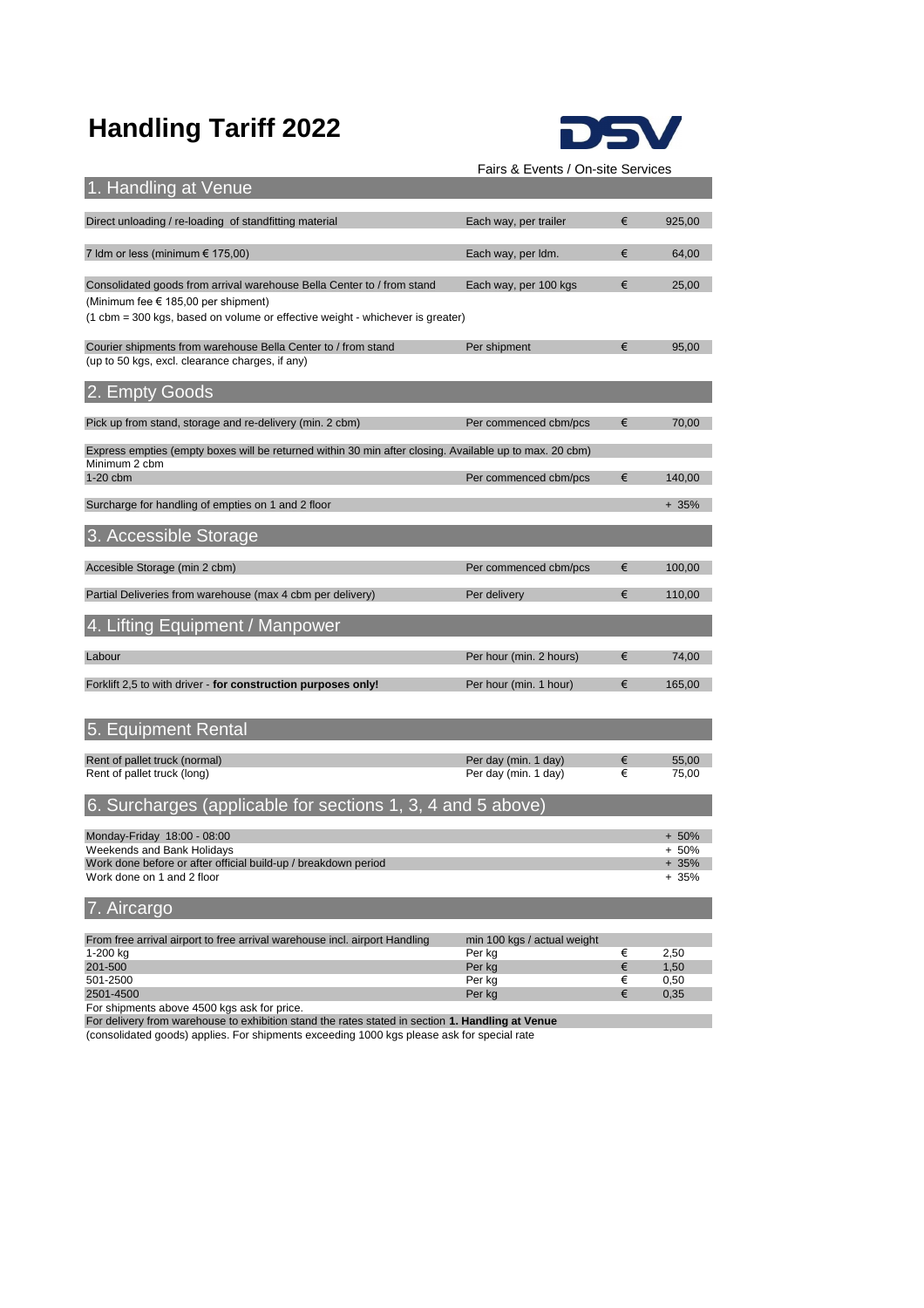# Handling Tariff 2022

DSV

Fairs & Events / On-site Services

## 1. Handling at Venue

| | | | |
|---|---|---|---|
| Direct unloading / re-loading of standfitting material | Each way, per trailer | € | 925,00 |
| 7 ldm or less (minimum € 175,00) | Each way, per ldm. | € | 64,00 |
| Consolidated goods from arrival warehouse Bella Center to / from stand | Each way, per 100 kgs | € | 25,00 |
| (Minimum fee € 185,00 per shipment) | | | |
| (1 cbm = 300 kgs, based on volume or effective weight - whichever is greater) | | | |
| Courier shipments from warehouse Bella Center to / from stand | Per shipment | € | 95,00 |
| (up to 50 kgs, excl. clearance charges, if any) | | | |

## 2. Empty Goods

| | | | |
|---|---|---|---|
| Pick up from stand, storage and re-delivery (min. 2 cbm) | Per commenced cbm/pcs | € | 70,00 |
| Express empties (empty boxes will be returned within 30 min after closing. Available up to max. 20 cbm) | | | |
| Minimum 2 cbm | | | |
| 1-20 cbm | Per commenced cbm/pcs | € | 140,00 |
| Surcharge for handling of empties on 1 and 2 floor | | | + 35% |

## 3. Accessible Storage

| | | | |
|---|---|---|---|
| Accesible Storage (min 2 cbm) | Per commenced cbm/pcs | € | 100,00 |
| Partial Deliveries from warehouse (max 4 cbm per delivery) | Per delivery | € | 110,00 |

## 4. Lifting Equipment / Manpower

| | | | |
|---|---|---|---|
| Labour | Per hour (min. 2 hours) | € | 74,00 |
| Forklift 2,5 to with driver - **for construction purposes only!** | Per hour (min. 1 hour) | € | 165,00 |

## 5. Equipment Rental

| | | | |
|---|---|---|---|
| Rent of pallet truck (normal) | Per day (min. 1 day) | € | 55,00 |
| Rent of pallet truck (long) | Per day (min. 1 day) | € | 75,00 |

## 6. Surcharges (applicable for sections 1, 3, 4 and 5 above)

| | |
|---|---|
| Monday-Friday 18:00 - 08:00 | + 50% |
| Weekends and Bank Holidays | + 50% |
| Work done before or after official build-up / breakdown period | + 35% |
| Work done on 1 and 2 floor | + 35% |

## 7. Aircargo

| | | | |
|---|---|---|---|
| From free arrival airport to free arrival warehouse incl. airport Handling | min 100 kgs / actual weight | | |
| 1-200 kg | Per kg | € | 2,50 |
| 201-500 | Per kg | € | 1,50 |
| 501-2500 | Per kg | € | 0,50 |
| 2501-4500 | Per kg | € | 0,35 |

For shipments above 4500 kgs ask for price.

For delivery from warehouse to exhibition stand the rates stated in section **1. Handling at Venue** (consolidated goods) applies. For shipments exceeding 1000 kgs please ask for special rate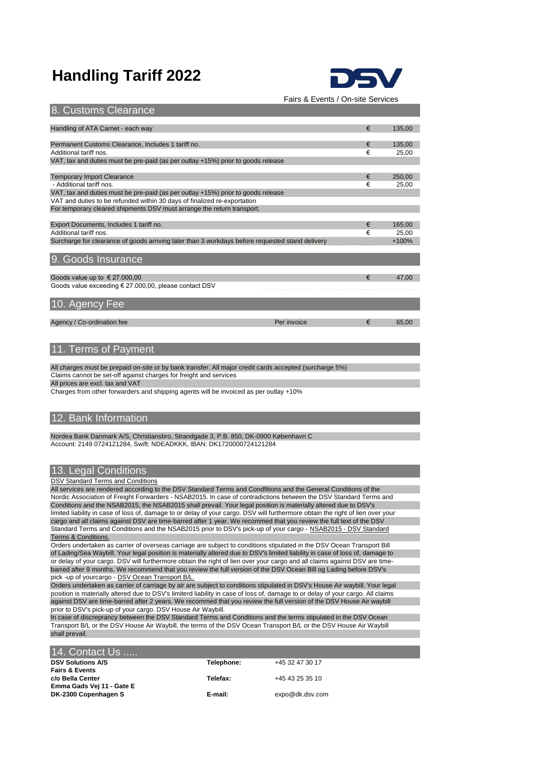# Handling Tariff 2022

Fairs & Events / On-site Services

## 8. Customs Clearance

| | | | |
|---|---|---|---|
| Handling of ATA Carnet - each way | | € | 135,00 |
| Permanent Customs Clearance, Includes 1 tariff no. | | € | 135,00 |
| Additional tariff nos. | | € | 25,00 |
| VAT, tax and duties must be pre-paid (as per outlay +15%) prior to goods release | | | |
| Temporary Import Clearance | | € | 250,00 |
| - Additional tariff nos. | | € | 25,00 |
| VAT, tax and duties must be pre-paid (as per outlay +15%) prior to goods release | | | |
| VAT and duties to be refunded within 30 days of finalized re-exportation | | | |
| For temporary cleared shipments DSV must arrange the return transport. | | | |
| Export Documents, Includes 1 tariff no. | | € | 165,00 |
| Additional tariff nos. | | € | 25,00 |
| Surcharge for clearance of goods arriving later than 3 workdays before requested stand delivery | | | +100% |

## 9. Goods Insurance

| | | | |
|---|---|---|---|
| Goods value up to € 27.000,00 | | € | 47,00 |
| Goods value exceeding € 27.000,00, please contact DSV | | | |

## 10. Agency Fee

| | | | |
|---|---|---|---|
| Agency / Co-ordination fee | Per invoice | € | 65,00 |

## 11. Terms of Payment

All charges must be prepaid on-site or by bank transfer. All major credit cards accepted (surcharge 5%)
Claims cannot be set-off against charges for freight and services
All prices are excl. tax and VAT
Charges from other forwarders and shipping agents will be invoiced as per outlay +10%

## 12. Bank Information

Nordea Bank Danmark A/S, Christiansbro, Strandgade 3, P.B. 850, DK-0900 København C
Account: 2149 0724121284, Swift: NDEADKKK, IBAN: DK1720000724121284

## 13. Legal Conditions

DSV Standard Terms and Conditions

All services are rendered according to the DSV Standard Terms and Condfitions and the General Conditions of the Nordic Association of Freight Forwarders - NSAB2015. In case of contradictions between the DSV Standard Terms and Conditions and the NSAB2015, the NSAB2015 shall prevail. Your legal position is materially altered due to DSV's limited liability in case of loss of, damage to or delay of your cargo. DSV will furthermore obtain the right of lien over your cargo and all claims against DSV are time-barred after 1 year. We recommed that you review the full text of the DSV Standard Terms and Conditions and the NSAB2015 prior to DSV's pick-up of your cargo - NSAB2015 - DSV Standard Terms & Conditions.

Orders undertaken as carrier of overseas carriage are subject to conditions stipulated in the DSV Ocean Transport Bill of Lading/Sea Waybill. Your legal position is materially altered due to DSV's limited liability in case of loss of, damage to or delay of your cargo. DSV will furthermore obtain the right of lien over your cargo and all claims against DSV are time-barred after 9 months. We recommend that you review the full version of the DSV Ocean Bill og Lading before DSV's pick -up of yourcargo - DSV Ocean Transport B/L.

Orders undertaken as carrier of carriage by air are subject to conditions stipulated in DSV's House Air waybill. Your legal position is materially altered due to DSV's limiterd liability in case of loss of, damage to or delay of your cargo. All claims against DSV are time-barred after 2 years. We recommed that you review the full version of the DSV House Air waybill prior to DSV's pick-up of your cargo. DSV House Air Waybill.

In case of discreprancy between the DSV Standard Terms and Conditions and the terms stipulated in the DSV Ocean Transport B/L or the DSV House Air Waybill, the terms of the DSV Ocean Transport B/L or the DSV House Air Waybill shall prevail.

## 14. Contact Us .....

| | | |
|---|---|---|
| **DSV Solutions A/S** | **Telephone:** | +45 32 47 30 17 |
| **Fairs & Events** | | |
| **c/o Bella Center** | **Telefax:** | +45 43 25 35 10 |
| **Emma Gads Vej 11 - Gate E** | | |
| **DK-2300 Copenhagen S** | **E-mail:** | expo@dk.dsv.com |